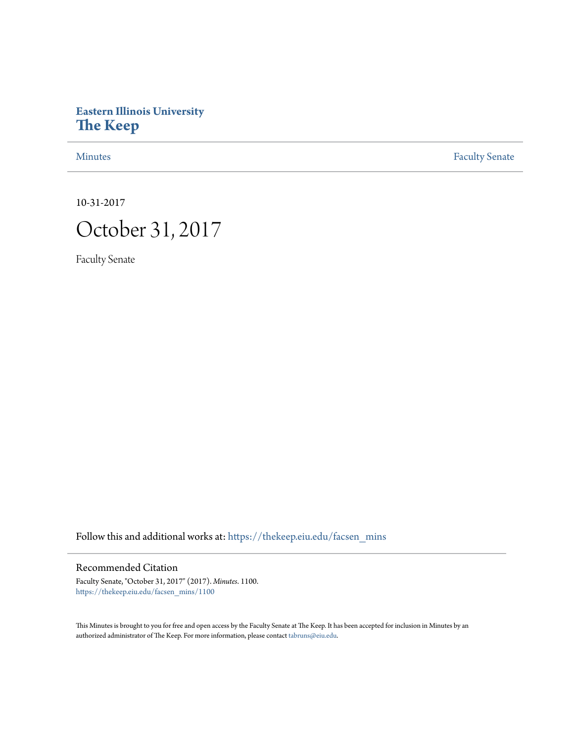**Eastern Illinois University**
# The Keep

Minutes | Faculty Senate

10-31-2017

# October 31, 2017

Faculty Senate

Follow this and additional works at: https://thekeep.eiu.edu/facsen_mins

## Recommended Citation

Faculty Senate, "October 31, 2017" (2017). *Minutes*. 1100.
https://thekeep.eiu.edu/facsen_mins/1100

This Minutes is brought to you for free and open access by the Faculty Senate at The Keep. It has been accepted for inclusion in Minutes by an authorized administrator of The Keep. For more information, please contact tabruns@eiu.edu.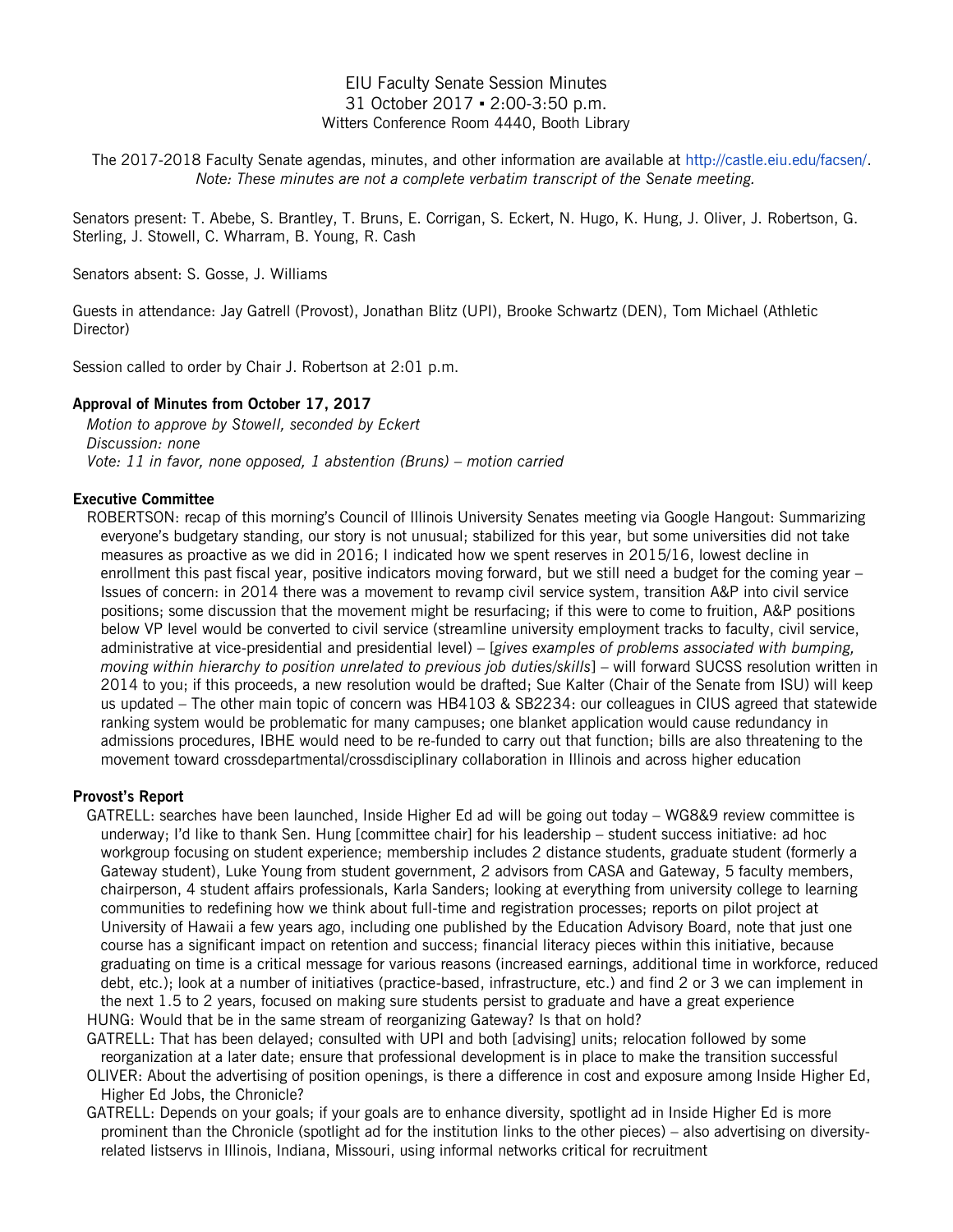# EIU Faculty Senate Session Minutes
31 October 2017 ▪ 2:00-3:50 p.m.
Witters Conference Room 4440, Booth Library

The 2017-2018 Faculty Senate agendas, minutes, and other information are available at http://castle.eiu.edu/facsen/.
*Note: These minutes are not a complete verbatim transcript of the Senate meeting.*

Senators present: T. Abebe, S. Brantley, T. Bruns, E. Corrigan, S. Eckert, N. Hugo, K. Hung, J. Oliver, J. Robertson, G. Sterling, J. Stowell, C. Wharram, B. Young, R. Cash

Senators absent: S. Gosse, J. Williams

Guests in attendance: Jay Gatrell (Provost), Jonathan Blitz (UPI), Brooke Schwartz (DEN), Tom Michael (Athletic Director)

Session called to order by Chair J. Robertson at 2:01 p.m.

**Approval of Minutes from October 17, 2017**

*Motion to approve by Stowell, seconded by Eckert*
*Discussion: none*
*Vote: 11 in favor, none opposed, 1 abstention (Bruns) – motion carried*

**Executive Committee**

ROBERTSON: recap of this morning's Council of Illinois University Senates meeting via Google Hangout: Summarizing everyone's budgetary standing, our story is not unusual; stabilized for this year, but some universities did not take measures as proactive as we did in 2016; I indicated how we spent reserves in 2015/16, lowest decline in enrollment this past fiscal year, positive indicators moving forward, but we still need a budget for the coming year – Issues of concern: in 2014 there was a movement to revamp civil service system, transition A&P into civil service positions; some discussion that the movement might be resurfacing; if this were to come to fruition, A&P positions below VP level would be converted to civil service (streamline university employment tracks to faculty, civil service, administrative at vice-presidential and presidential level) – [*gives examples of problems associated with bumping, moving within hierarchy to position unrelated to previous job duties/skills*] – will forward SUCSS resolution written in 2014 to you; if this proceeds, a new resolution would be drafted; Sue Kalter (Chair of the Senate from ISU) will keep us updated – The other main topic of concern was HB4103 & SB2234: our colleagues in CIUS agreed that statewide ranking system would be problematic for many campuses; one blanket application would cause redundancy in admissions procedures, IBHE would need to be re-funded to carry out that function; bills are also threatening to the movement toward crossdepartmental/crossdisciplinary collaboration in Illinois and across higher education

**Provost's Report**

GATRELL: searches have been launched, Inside Higher Ed ad will be going out today – WG8&9 review committee is underway; I'd like to thank Sen. Hung [committee chair] for his leadership – student success initiative: ad hoc workgroup focusing on student experience; membership includes 2 distance students, graduate student (formerly a Gateway student), Luke Young from student government, 2 advisors from CASA and Gateway, 5 faculty members, chairperson, 4 student affairs professionals, Karla Sanders; looking at everything from university college to learning communities to redefining how we think about full-time and registration processes; reports on pilot project at University of Hawaii a few years ago, including one published by the Education Advisory Board, note that just one course has a significant impact on retention and success; financial literacy pieces within this initiative, because graduating on time is a critical message for various reasons (increased earnings, additional time in workforce, reduced debt, etc.); look at a number of initiatives (practice-based, infrastructure, etc.) and find 2 or 3 we can implement in the next 1.5 to 2 years, focused on making sure students persist to graduate and have a great experience

HUNG: Would that be in the same stream of reorganizing Gateway? Is that on hold?

GATRELL: That has been delayed; consulted with UPI and both [advising] units; relocation followed by some reorganization at a later date; ensure that professional development is in place to make the transition successful

OLIVER: About the advertising of position openings, is there a difference in cost and exposure among Inside Higher Ed, Higher Ed Jobs, the Chronicle?

GATRELL: Depends on your goals; if your goals are to enhance diversity, spotlight ad in Inside Higher Ed is more prominent than the Chronicle (spotlight ad for the institution links to the other pieces) – also advertising on diversity-related listservs in Illinois, Indiana, Missouri, using informal networks critical for recruitment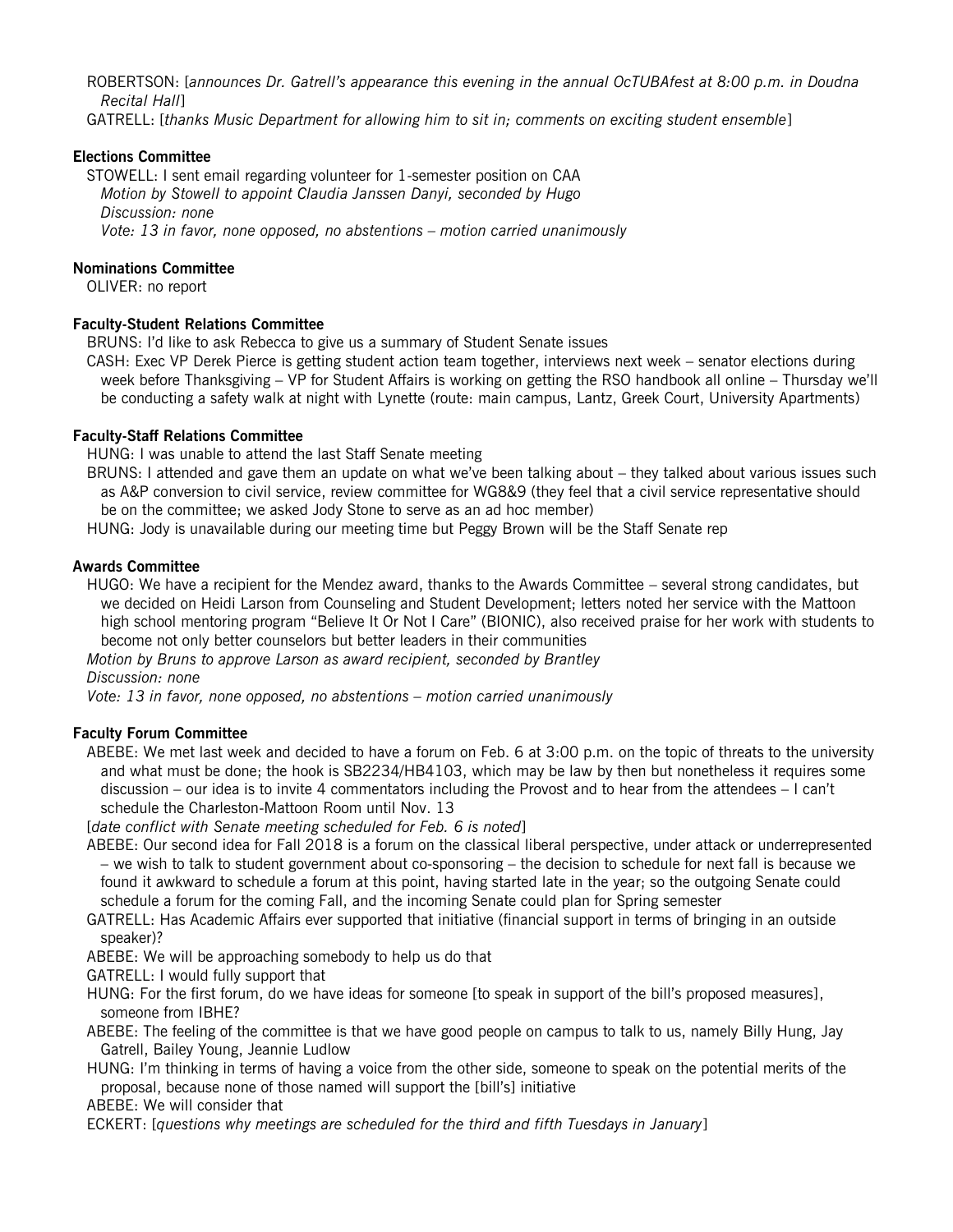ROBERTSON: [*announces Dr. Gatrell's appearance this evening in the annual OcTUBAfest at 8:00 p.m. in Doudna Recital Hall*]

GATRELL: [*thanks Music Department for allowing him to sit in; comments on exciting student ensemble*]

**Elections Committee**

STOWELL: I sent email regarding volunteer for 1-semester position on CAA

*Motion by Stowell to appoint Claudia Janssen Danyi, seconded by Hugo*

*Discussion: none*

*Vote: 13 in favor, none opposed, no abstentions – motion carried unanimously*

**Nominations Committee**

OLIVER: no report

**Faculty-Student Relations Committee**

BRUNS: I'd like to ask Rebecca to give us a summary of Student Senate issues

CASH: Exec VP Derek Pierce is getting student action team together, interviews next week – senator elections during week before Thanksgiving – VP for Student Affairs is working on getting the RSO handbook all online – Thursday we'll be conducting a safety walk at night with Lynette (route: main campus, Lantz, Greek Court, University Apartments)

**Faculty-Staff Relations Committee**

HUNG: I was unable to attend the last Staff Senate meeting

BRUNS: I attended and gave them an update on what we've been talking about – they talked about various issues such as A&P conversion to civil service, review committee for WG8&9 (they feel that a civil service representative should be on the committee; we asked Jody Stone to serve as an ad hoc member)

HUNG: Jody is unavailable during our meeting time but Peggy Brown will be the Staff Senate rep

**Awards Committee**

HUGO: We have a recipient for the Mendez award, thanks to the Awards Committee – several strong candidates, but we decided on Heidi Larson from Counseling and Student Development; letters noted her service with the Mattoon high school mentoring program "Believe It Or Not I Care" (BIONIC), also received praise for her work with students to become not only better counselors but better leaders in their communities

*Motion by Bruns to approve Larson as award recipient, seconded by Brantley*

*Discussion: none*

*Vote: 13 in favor, none opposed, no abstentions – motion carried unanimously*

**Faculty Forum Committee**

ABEBE: We met last week and decided to have a forum on Feb. 6 at 3:00 p.m. on the topic of threats to the university and what must be done; the hook is SB2234/HB4103, which may be law by then but nonetheless it requires some discussion – our idea is to invite 4 commentators including the Provost and to hear from the attendees – I can't schedule the Charleston-Mattoon Room until Nov. 13

[*date conflict with Senate meeting scheduled for Feb. 6 is noted*]

ABEBE: Our second idea for Fall 2018 is a forum on the classical liberal perspective, under attack or underrepresented – we wish to talk to student government about co-sponsoring – the decision to schedule for next fall is because we found it awkward to schedule a forum at this point, having started late in the year; so the outgoing Senate could schedule a forum for the coming Fall, and the incoming Senate could plan for Spring semester

GATRELL: Has Academic Affairs ever supported that initiative (financial support in terms of bringing in an outside speaker)?

ABEBE: We will be approaching somebody to help us do that

GATRELL: I would fully support that

HUNG: For the first forum, do we have ideas for someone [to speak in support of the bill's proposed measures], someone from IBHE?

ABEBE: The feeling of the committee is that we have good people on campus to talk to us, namely Billy Hung, Jay Gatrell, Bailey Young, Jeannie Ludlow

HUNG: I'm thinking in terms of having a voice from the other side, someone to speak on the potential merits of the proposal, because none of those named will support the [bill's] initiative

ABEBE: We will consider that

ECKERT: [*questions why meetings are scheduled for the third and fifth Tuesdays in January*]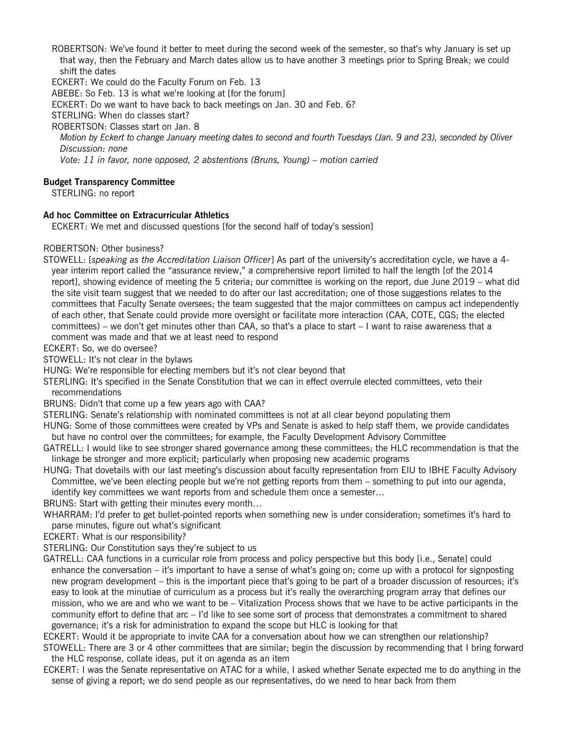ROBERTSON: We've found it better to meet during the second week of the semester, so that's why January is set up that way, then the February and March dates allow us to have another 3 meetings prior to Spring Break; we could shift the dates

ECKERT: We could do the Faculty Forum on Feb. 13

ABEBE: So Feb. 13 is what we're looking at [for the forum]

ECKERT: Do we want to have back to back meetings on Jan. 30 and Feb. 6?

STERLING: When do classes start?

ROBERTSON: Classes start on Jan. 8

*Motion by Eckert to change January meeting dates to second and fourth Tuesdays (Jan. 9 and 23), seconded by Oliver*
*Discussion: none*
*Vote: 11 in favor, none opposed, 2 abstentions (Bruns, Young) – motion carried*

**Budget Transparency Committee**

STERLING: no report

**Ad hoc Committee on Extracurricular Athletics**

ECKERT: We met and discussed questions [for the second half of today's session]

ROBERTSON: Other business?

STOWELL: [*speaking as the Accreditation Liaison Officer*] As part of the university's accreditation cycle, we have a 4-year interim report called the "assurance review," a comprehensive report limited to half the length [of the 2014 report], showing evidence of meeting the 5 criteria; our committee is working on the report, due June 2019 – what did the site visit team suggest that we needed to do after our last accreditation; one of those suggestions relates to the committees that Faculty Senate oversees; the team suggested that the major committees on campus act independently of each other, that Senate could provide more oversight or facilitate more interaction (CAA, COTE, CGS; the elected committees) – we don't get minutes other than CAA, so that's a place to start – I want to raise awareness that a comment was made and that we at least need to respond

ECKERT: So, we do oversee?

STOWELL: It's not clear in the bylaws

HUNG: We're responsible for electing members but it's not clear beyond that

STERLING: It's specified in the Senate Constitution that we can in effect overrule elected committees, veto their recommendations

BRUNS: Didn't that come up a few years ago with CAA?

STERLING: Senate's relationship with nominated committees is not at all clear beyond populating them

HUNG: Some of those committees were created by VPs and Senate is asked to help staff them, we provide candidates but have no control over the committees; for example, the Faculty Development Advisory Committee

GATRELL: I would like to see stronger shared governance among these committees; the HLC recommendation is that the linkage be stronger and more explicit; particularly when proposing new academic programs

HUNG: That dovetails with our last meeting's discussion about faculty representation from EIU to IBHE Faculty Advisory Committee, we've been electing people but we're not getting reports from them – something to put into our agenda, identify key committees we want reports from and schedule them once a semester…

BRUNS: Start with getting their minutes every month…

WHARRAM: I'd prefer to get bullet-pointed reports when something new is under consideration; sometimes it's hard to parse minutes, figure out what's significant

ECKERT: What is our responsibility?

STERLING: Our Constitution says they're subject to us

GATRELL: CAA functions in a curricular role from process and policy perspective but this body [i.e., Senate] could enhance the conversation – it's important to have a sense of what's going on; come up with a protocol for signposting new program development – this is the important piece that's going to be part of a broader discussion of resources; it's easy to look at the minutiae of curriculum as a process but it's really the overarching program array that defines our mission, who we are and who we want to be – Vitalization Process shows that we have to be active participants in the community effort to define that arc – I'd like to see some sort of process that demonstrates a commitment to shared governance; it's a risk for administration to expand the scope but HLC is looking for that

ECKERT: Would it be appropriate to invite CAA for a conversation about how we can strengthen our relationship?

STOWELL: There are 3 or 4 other committees that are similar; begin the discussion by recommending that I bring forward the HLC response, collate ideas, put it on agenda as an item

ECKERT: I was the Senate representative on ATAC for a while, I asked whether Senate expected me to do anything in the sense of giving a report; we do send people as our representatives, do we need to hear back from them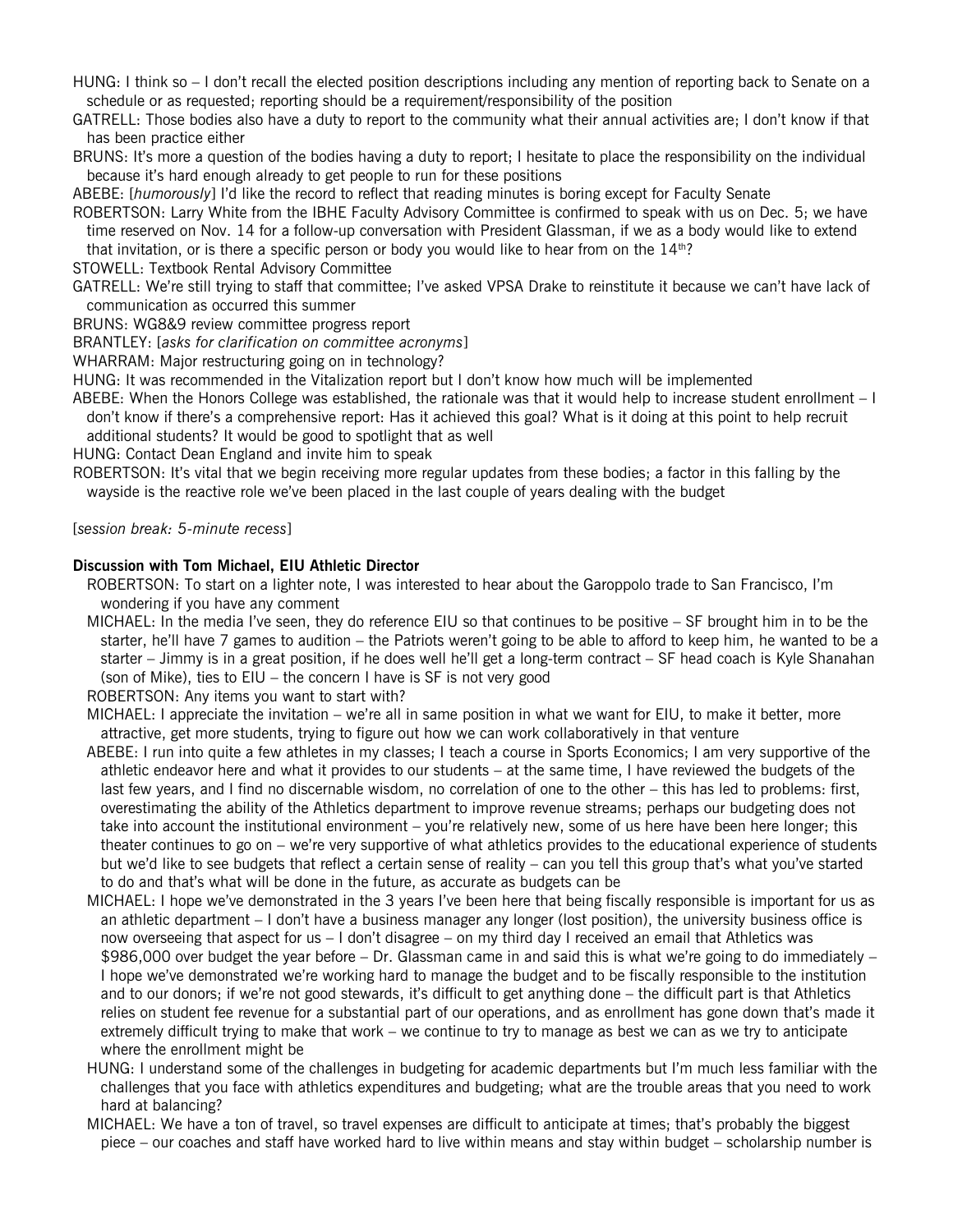HUNG: I think so – I don't recall the elected position descriptions including any mention of reporting back to Senate on a schedule or as requested; reporting should be a requirement/responsibility of the position

GATRELL: Those bodies also have a duty to report to the community what their annual activities are; I don't know if that has been practice either

BRUNS: It's more a question of the bodies having a duty to report; I hesitate to place the responsibility on the individual because it's hard enough already to get people to run for these positions

ABEBE: [*humorously*] I'd like the record to reflect that reading minutes is boring except for Faculty Senate

ROBERTSON: Larry White from the IBHE Faculty Advisory Committee is confirmed to speak with us on Dec. 5; we have time reserved on Nov. 14 for a follow-up conversation with President Glassman, if we as a body would like to extend that invitation, or is there a specific person or body you would like to hear from on the 14th?

STOWELL: Textbook Rental Advisory Committee

GATRELL: We're still trying to staff that committee; I've asked VPSA Drake to reinstitute it because we can't have lack of communication as occurred this summer

BRUNS: WG8&9 review committee progress report

BRANTLEY: [*asks for clarification on committee acronyms*]

WHARRAM: Major restructuring going on in technology?

HUNG: It was recommended in the Vitalization report but I don't know how much will be implemented

ABEBE: When the Honors College was established, the rationale was that it would help to increase student enrollment – I don't know if there's a comprehensive report: Has it achieved this goal? What is it doing at this point to help recruit additional students? It would be good to spotlight that as well

HUNG: Contact Dean England and invite him to speak

ROBERTSON: It's vital that we begin receiving more regular updates from these bodies; a factor in this falling by the wayside is the reactive role we've been placed in the last couple of years dealing with the budget

[*session break: 5-minute recess*]

**Discussion with Tom Michael, EIU Athletic Director**

ROBERTSON: To start on a lighter note, I was interested to hear about the Garoppolo trade to San Francisco, I'm wondering if you have any comment

MICHAEL: In the media I've seen, they do reference EIU so that continues to be positive – SF brought him in to be the starter, he'll have 7 games to audition – the Patriots weren't going to be able to afford to keep him, he wanted to be a starter – Jimmy is in a great position, if he does well he'll get a long-term contract – SF head coach is Kyle Shanahan (son of Mike), ties to EIU – the concern I have is SF is not very good

ROBERTSON: Any items you want to start with?

MICHAEL: I appreciate the invitation – we're all in same position in what we want for EIU, to make it better, more attractive, get more students, trying to figure out how we can work collaboratively in that venture

ABEBE: I run into quite a few athletes in my classes; I teach a course in Sports Economics; I am very supportive of the athletic endeavor here and what it provides to our students – at the same time, I have reviewed the budgets of the last few years, and I find no discernable wisdom, no correlation of one to the other – this has led to problems: first, overestimating the ability of the Athletics department to improve revenue streams; perhaps our budgeting does not take into account the institutional environment – you're relatively new, some of us here have been here longer; this theater continues to go on – we're very supportive of what athletics provides to the educational experience of students but we'd like to see budgets that reflect a certain sense of reality – can you tell this group that's what you've started to do and that's what will be done in the future, as accurate as budgets can be

MICHAEL: I hope we've demonstrated in the 3 years I've been here that being fiscally responsible is important for us as an athletic department – I don't have a business manager any longer (lost position), the university business office is now overseeing that aspect for us – I don't disagree – on my third day I received an email that Athletics was $986,000 over budget the year before – Dr. Glassman came in and said this is what we're going to do immediately – I hope we've demonstrated we're working hard to manage the budget and to be fiscally responsible to the institution and to our donors; if we're not good stewards, it's difficult to get anything done – the difficult part is that Athletics relies on student fee revenue for a substantial part of our operations, and as enrollment has gone down that's made it extremely difficult trying to make that work – we continue to try to manage as best we can as we try to anticipate where the enrollment might be

HUNG: I understand some of the challenges in budgeting for academic departments but I'm much less familiar with the challenges that you face with athletics expenditures and budgeting; what are the trouble areas that you need to work hard at balancing?

MICHAEL: We have a ton of travel, so travel expenses are difficult to anticipate at times; that's probably the biggest piece – our coaches and staff have worked hard to live within means and stay within budget – scholarship number is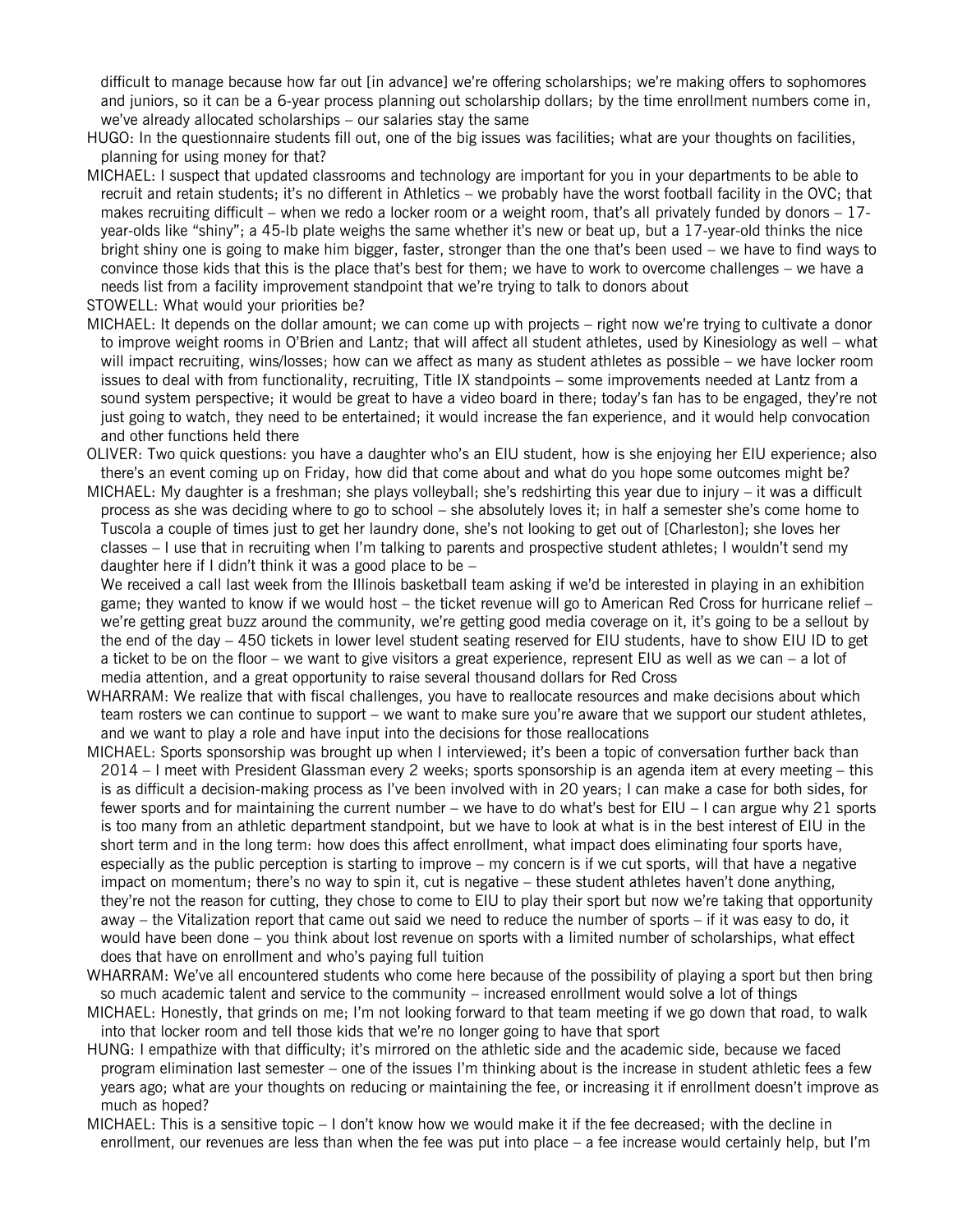difficult to manage because how far out [in advance] we're offering scholarships; we're making offers to sophomores and juniors, so it can be a 6-year process planning out scholarship dollars; by the time enrollment numbers come in, we've already allocated scholarships – our salaries stay the same

HUGO: In the questionnaire students fill out, one of the big issues was facilities; what are your thoughts on facilities, planning for using money for that?

MICHAEL: I suspect that updated classrooms and technology are important for you in your departments to be able to recruit and retain students; it's no different in Athletics – we probably have the worst football facility in the OVC; that makes recruiting difficult – when we redo a locker room or a weight room, that's all privately funded by donors – 17-year-olds like "shiny"; a 45-lb plate weighs the same whether it's new or beat up, but a 17-year-old thinks the nice bright shiny one is going to make him bigger, faster, stronger than the one that's been used – we have to find ways to convince those kids that this is the place that's best for them; we have to work to overcome challenges – we have a needs list from a facility improvement standpoint that we're trying to talk to donors about

STOWELL: What would your priorities be?

MICHAEL: It depends on the dollar amount; we can come up with projects – right now we're trying to cultivate a donor to improve weight rooms in O'Brien and Lantz; that will affect all student athletes, used by Kinesiology as well – what will impact recruiting, wins/losses; how can we affect as many as student athletes as possible – we have locker room issues to deal with from functionality, recruiting, Title IX standpoints – some improvements needed at Lantz from a sound system perspective; it would be great to have a video board in there; today's fan has to be engaged, they're not just going to watch, they need to be entertained; it would increase the fan experience, and it would help convocation and other functions held there

OLIVER: Two quick questions: you have a daughter who's an EIU student, how is she enjoying her EIU experience; also there's an event coming up on Friday, how did that come about and what do you hope some outcomes might be?

MICHAEL: My daughter is a freshman; she plays volleyball; she's redshirting this year due to injury – it was a difficult process as she was deciding where to go to school – she absolutely loves it; in half a semester she's come home to Tuscola a couple of times just to get her laundry done, she's not looking to get out of [Charleston]; she loves her classes – I use that in recruiting when I'm talking to parents and prospective student athletes; I wouldn't send my daughter here if I didn't think it was a good place to be –

We received a call last week from the Illinois basketball team asking if we'd be interested in playing in an exhibition game; they wanted to know if we would host – the ticket revenue will go to American Red Cross for hurricane relief – we're getting great buzz around the community, we're getting good media coverage on it, it's going to be a sellout by the end of the day – 450 tickets in lower level student seating reserved for EIU students, have to show EIU ID to get a ticket to be on the floor – we want to give visitors a great experience, represent EIU as well as we can – a lot of media attention, and a great opportunity to raise several thousand dollars for Red Cross

WHARRAM: We realize that with fiscal challenges, you have to reallocate resources and make decisions about which team rosters we can continue to support – we want to make sure you're aware that we support our student athletes, and we want to play a role and have input into the decisions for those reallocations

MICHAEL: Sports sponsorship was brought up when I interviewed; it's been a topic of conversation further back than 2014 – I meet with President Glassman every 2 weeks; sports sponsorship is an agenda item at every meeting – this is as difficult a decision-making process as I've been involved with in 20 years; I can make a case for both sides, for fewer sports and for maintaining the current number – we have to do what's best for EIU – I can argue why 21 sports is too many from an athletic department standpoint, but we have to look at what is in the best interest of EIU in the short term and in the long term: how does this affect enrollment, what impact does eliminating four sports have, especially as the public perception is starting to improve – my concern is if we cut sports, will that have a negative impact on momentum; there's no way to spin it, cut is negative – these student athletes haven't done anything, they're not the reason for cutting, they chose to come to EIU to play their sport but now we're taking that opportunity away – the Vitalization report that came out said we need to reduce the number of sports – if it was easy to do, it would have been done – you think about lost revenue on sports with a limited number of scholarships, what effect does that have on enrollment and who's paying full tuition

WHARRAM: We've all encountered students who come here because of the possibility of playing a sport but then bring so much academic talent and service to the community – increased enrollment would solve a lot of things

MICHAEL: Honestly, that grinds on me; I'm not looking forward to that team meeting if we go down that road, to walk into that locker room and tell those kids that we're no longer going to have that sport

HUNG: I empathize with that difficulty; it's mirrored on the athletic side and the academic side, because we faced program elimination last semester – one of the issues I'm thinking about is the increase in student athletic fees a few years ago; what are your thoughts on reducing or maintaining the fee, or increasing it if enrollment doesn't improve as much as hoped?

MICHAEL: This is a sensitive topic – I don't know how we would make it if the fee decreased; with the decline in enrollment, our revenues are less than when the fee was put into place – a fee increase would certainly help, but I'm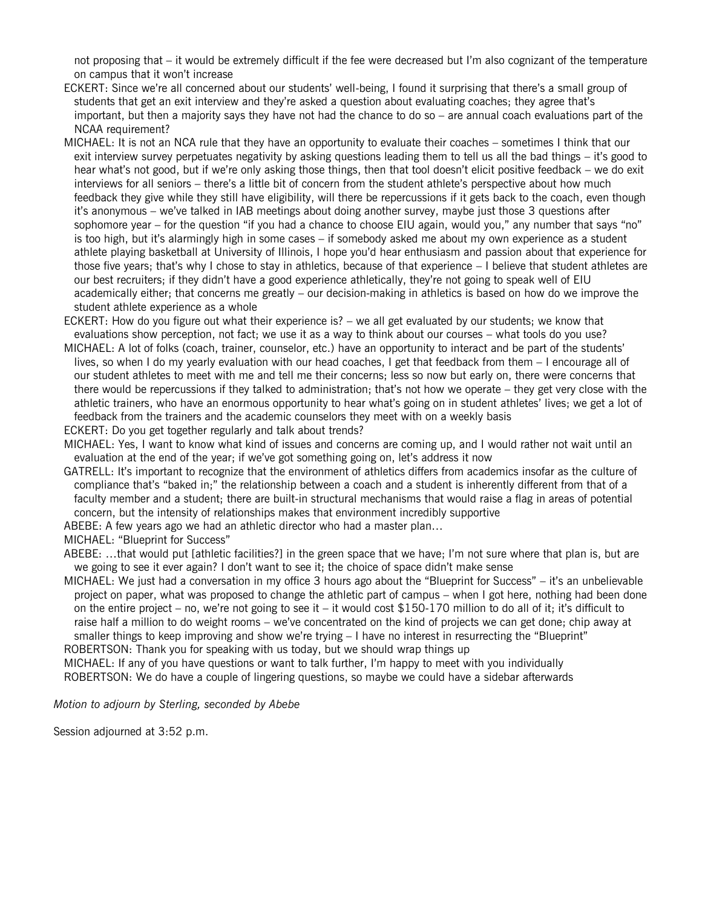not proposing that – it would be extremely difficult if the fee were decreased but I'm also cognizant of the temperature on campus that it won't increase

ECKERT: Since we're all concerned about our students' well-being, I found it surprising that there's a small group of students that get an exit interview and they're asked a question about evaluating coaches; they agree that's important, but then a majority says they have not had the chance to do so – are annual coach evaluations part of the NCAA requirement?

MICHAEL: It is not an NCA rule that they have an opportunity to evaluate their coaches – sometimes I think that our exit interview survey perpetuates negativity by asking questions leading them to tell us all the bad things – it's good to hear what's not good, but if we're only asking those things, then that tool doesn't elicit positive feedback – we do exit interviews for all seniors – there's a little bit of concern from the student athlete's perspective about how much feedback they give while they still have eligibility, will there be repercussions if it gets back to the coach, even though it's anonymous – we've talked in IAB meetings about doing another survey, maybe just those 3 questions after sophomore year – for the question "if you had a chance to choose EIU again, would you," any number that says "no" is too high, but it's alarmingly high in some cases – if somebody asked me about my own experience as a student athlete playing basketball at University of Illinois, I hope you'd hear enthusiasm and passion about that experience for those five years; that's why I chose to stay in athletics, because of that experience – I believe that student athletes are our best recruiters; if they didn't have a good experience athletically, they're not going to speak well of EIU academically either; that concerns me greatly – our decision-making in athletics is based on how do we improve the student athlete experience as a whole

ECKERT: How do you figure out what their experience is? – we all get evaluated by our students; we know that evaluations show perception, not fact; we use it as a way to think about our courses – what tools do you use?

MICHAEL: A lot of folks (coach, trainer, counselor, etc.) have an opportunity to interact and be part of the students' lives, so when I do my yearly evaluation with our head coaches, I get that feedback from them – I encourage all of our student athletes to meet with me and tell me their concerns; less so now but early on, there were concerns that there would be repercussions if they talked to administration; that's not how we operate – they get very close with the athletic trainers, who have an enormous opportunity to hear what's going on in student athletes' lives; we get a lot of feedback from the trainers and the academic counselors they meet with on a weekly basis

ECKERT: Do you get together regularly and talk about trends?

MICHAEL: Yes, I want to know what kind of issues and concerns are coming up, and I would rather not wait until an evaluation at the end of the year; if we've got something going on, let's address it now

GATRELL: It's important to recognize that the environment of athletics differs from academics insofar as the culture of compliance that's "baked in;" the relationship between a coach and a student is inherently different from that of a faculty member and a student; there are built-in structural mechanisms that would raise a flag in areas of potential concern, but the intensity of relationships makes that environment incredibly supportive

ABEBE: A few years ago we had an athletic director who had a master plan…

MICHAEL: "Blueprint for Success"

ABEBE: …that would put [athletic facilities?] in the green space that we have; I'm not sure where that plan is, but are we going to see it ever again? I don't want to see it; the choice of space didn't make sense

MICHAEL: We just had a conversation in my office 3 hours ago about the "Blueprint for Success" – it's an unbelievable project on paper, what was proposed to change the athletic part of campus – when I got here, nothing had been done on the entire project – no, we're not going to see it – it would cost $150-170 million to do all of it; it's difficult to raise half a million to do weight rooms – we've concentrated on the kind of projects we can get done; chip away at smaller things to keep improving and show we're trying – I have no interest in resurrecting the "Blueprint"

ROBERTSON: Thank you for speaking with us today, but we should wrap things up

MICHAEL: If any of you have questions or want to talk further, I'm happy to meet with you individually

ROBERTSON: We do have a couple of lingering questions, so maybe we could have a sidebar afterwards

*Motion to adjourn by Sterling, seconded by Abebe*

Session adjourned at 3:52 p.m.